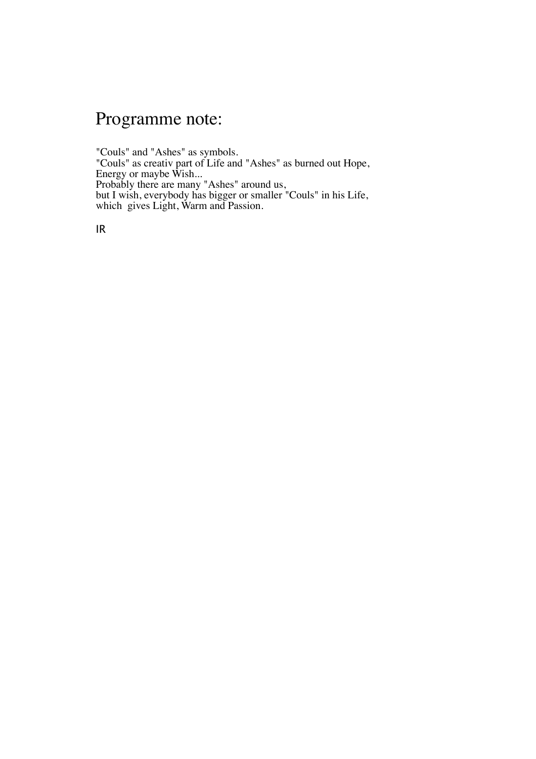# Programme note:

"Couls" and "Ashes" as symbols.
"Couls" as creativ part of Life and "Ashes" as burned out Hope, Energy or maybe Wish...
Probably there are many "Ashes" around us,
but I wish, everybody has bigger or smaller "Couls" in his Life, which gives Light, Warm and Passion.

IR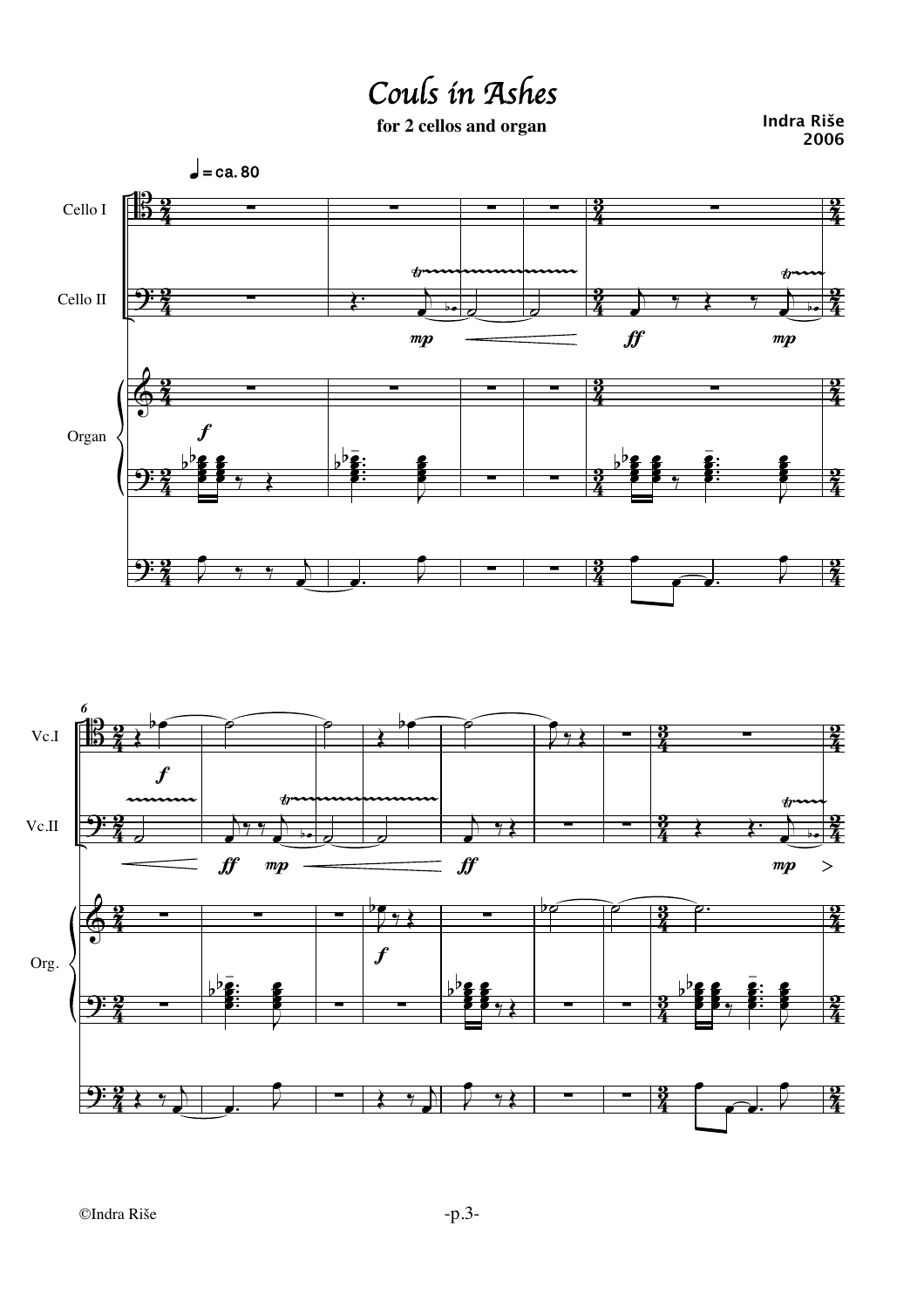# Couls in Ashes

**for 2 cellos and organ**

Indra Riše
2006

©Indra Riše